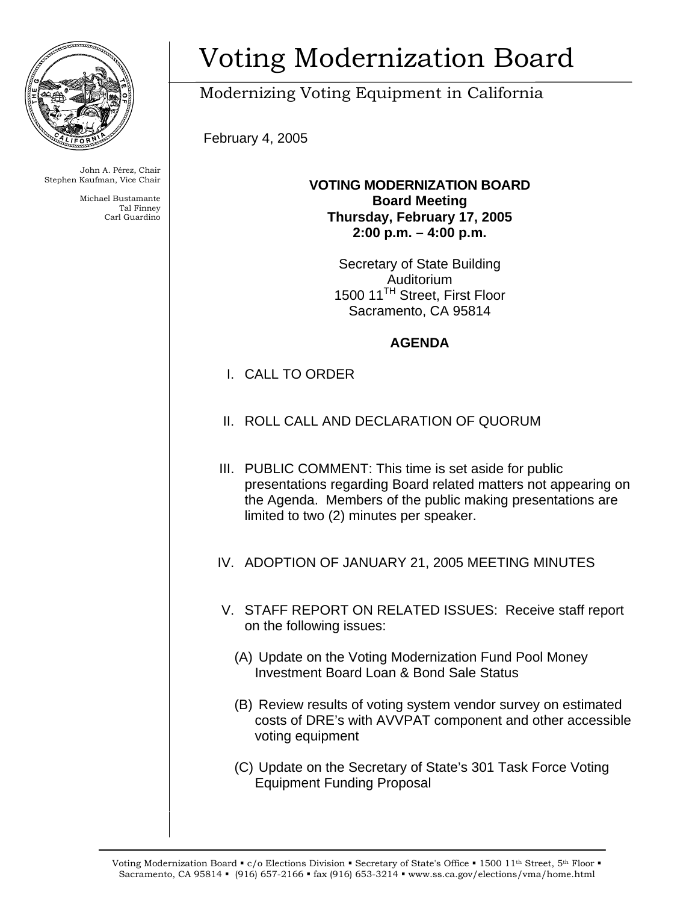# Voting Modernization Board

Modernizing Voting Equipment in California

John A. Pérez, Chair
Stephen Kaufman, Vice Chair

Michael Bustamante
Tal Finney
Carl Guardino

February 4, 2005

**VOTING MODERNIZATION BOARD**
**Board Meeting**
**Thursday, February 17, 2005**
**2:00 p.m. – 4:00 p.m.**

Secretary of State Building
Auditorium
1500 11TH Street, First Floor
Sacramento, CA 95814

## AGENDA

I. CALL TO ORDER

II. ROLL CALL AND DECLARATION OF QUORUM

III. PUBLIC COMMENT: This time is set aside for public presentations regarding Board related matters not appearing on the Agenda. Members of the public making presentations are limited to two (2) minutes per speaker.

IV. ADOPTION OF JANUARY 21, 2005 MEETING MINUTES

V. STAFF REPORT ON RELATED ISSUES: Receive staff report on the following issues:

   (A) Update on the Voting Modernization Fund Pool Money Investment Board Loan & Bond Sale Status

   (B) Review results of voting system vendor survey on estimated costs of DRE's with AVVPAT component and other accessible voting equipment

   (C) Update on the Secretary of State's 301 Task Force Voting Equipment Funding Proposal

Voting Modernization Board ▪ c/o Elections Division ▪ Secretary of State's Office ▪ 1500 11th Street, 5th Floor ▪ Sacramento, CA 95814 ▪ (916) 657-2166 ▪ fax (916) 653-3214 ▪ www.ss.ca.gov/elections/vma/home.html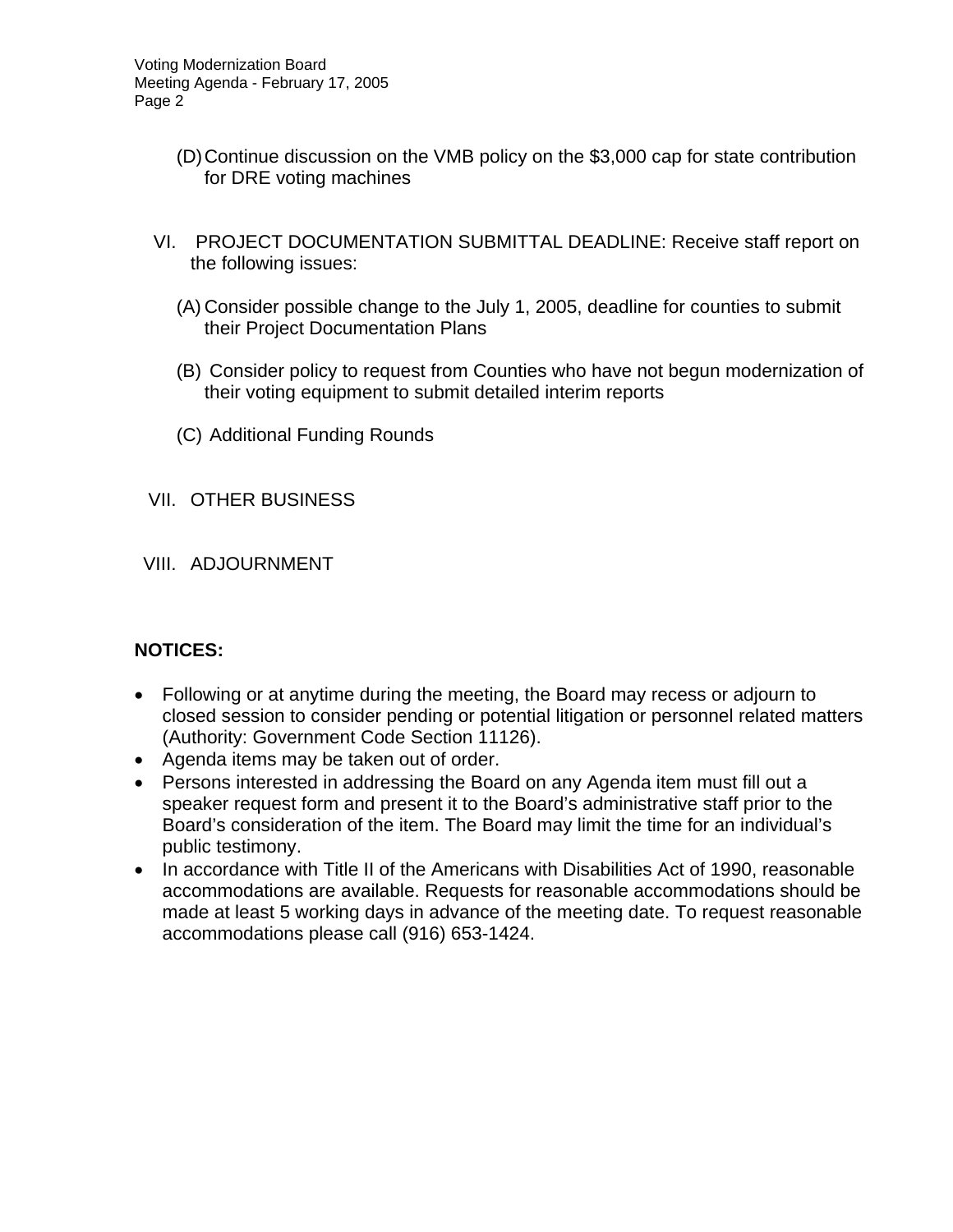(D) Continue discussion on the VMB policy on the $3,000 cap for state contribution for DRE voting machines

VI. PROJECT DOCUMENTATION SUBMITTAL DEADLINE: Receive staff report on the following issues:

(A) Consider possible change to the July 1, 2005, deadline for counties to submit their Project Documentation Plans

(B) Consider policy to request from Counties who have not begun modernization of their voting equipment to submit detailed interim reports

(C) Additional Funding Rounds

VII. OTHER BUSINESS

VIII. ADJOURNMENT

**NOTICES:**

- Following or at anytime during the meeting, the Board may recess or adjourn to closed session to consider pending or potential litigation or personnel related matters (Authority: Government Code Section 11126).
- Agenda items may be taken out of order.
- Persons interested in addressing the Board on any Agenda item must fill out a speaker request form and present it to the Board's administrative staff prior to the Board's consideration of the item. The Board may limit the time for an individual's public testimony.
- In accordance with Title II of the Americans with Disabilities Act of 1990, reasonable accommodations are available. Requests for reasonable accommodations should be made at least 5 working days in advance of the meeting date. To request reasonable accommodations please call (916) 653-1424.